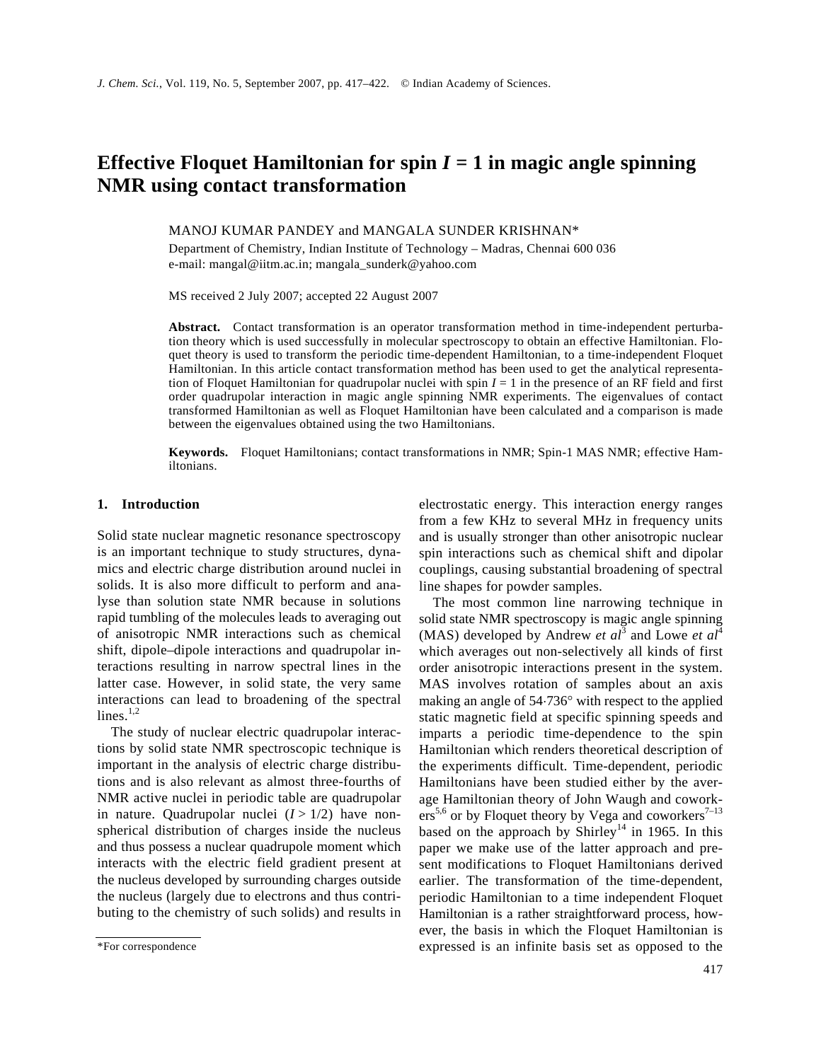# Effective Floquet Hamiltonian for spin $I = 1$ in magic angle spinning NMR using contact transformation

MANOJ KUMAR PANDEY and MANGALA SUNDER KRISHNAN*

Department of Chemistry, Indian Institute of Technology – Madras, Chennai 600 036
e-mail: mangal@iitm.ac.in; mangala_sunderk@yahoo.com

MS received 2 July 2007; accepted 22 August 2007

**Abstract.** Contact transformation is an operator transformation method in time-independent perturbation theory which is used successfully in molecular spectroscopy to obtain an effective Hamiltonian. Floquet theory is used to transform the periodic time-dependent Hamiltonian, to a time-independent Floquet Hamiltonian. In this article contact transformation method has been used to get the analytical representation of Floquet Hamiltonian for quadrupolar nuclei with spin $I = 1$ in the presence of an RF field and first order quadrupolar interaction in magic angle spinning NMR experiments. The eigenvalues of contact transformed Hamiltonian as well as Floquet Hamiltonian have been calculated and a comparison is made between the eigenvalues obtained using the two Hamiltonians.

**Keywords.** Floquet Hamiltonians; contact transformations in NMR; Spin-1 MAS NMR; effective Hamiltonians.

## 1. Introduction

Solid state nuclear magnetic resonance spectroscopy is an important technique to study structures, dynamics and electric charge distribution around nuclei in solids. It is also more difficult to perform and analyse than solution state NMR because in solutions rapid tumbling of the molecules leads to averaging out of anisotropic NMR interactions such as chemical shift, dipole–dipole interactions and quadrupolar interactions resulting in narrow spectral lines in the latter case. However, in solid state, the very same interactions can lead to broadening of the spectral lines.[1,2]

The study of nuclear electric quadrupolar interactions by solid state NMR spectroscopic technique is important in the analysis of electric charge distributions and is also relevant as almost three-fourths of NMR active nuclei in periodic table are quadrupolar in nature. Quadrupolar nuclei ($I > 1/2$) have non-spherical distribution of charges inside the nucleus and thus possess a nuclear quadrupole moment which interacts with the electric field gradient present at the nucleus developed by surrounding charges outside the nucleus (largely due to electrons and thus contributing to the chemistry of such solids) and results in electrostatic energy. This interaction energy ranges from a few KHz to several MHz in frequency units and is usually stronger than other anisotropic nuclear spin interactions such as chemical shift and dipolar couplings, causing substantial broadening of spectral line shapes for powder samples.

The most common line narrowing technique in solid state NMR spectroscopy is magic angle spinning (MAS) developed by Andrew *et al*[3] and Lowe *et al*[4] which averages out non-selectively all kinds of first order anisotropic interactions present in the system. MAS involves rotation of samples about an axis making an angle of 54·736° with respect to the applied static magnetic field at specific spinning speeds and imparts a periodic time-dependence to the spin Hamiltonian which renders theoretical description of the experiments difficult. Time-dependent, periodic Hamiltonians have been studied either by the average Hamiltonian theory of John Waugh and coworkers[5,6] or by Floquet theory by Vega and coworkers[7–13] based on the approach by Shirley[14] in 1965. In this paper we make use of the latter approach and present modifications to Floquet Hamiltonians derived earlier. The transformation of the time-dependent, periodic Hamiltonian to a time independent Floquet Hamiltonian is a rather straightforward process, however, the basis in which the Floquet Hamiltonian is expressed is an infinite basis set as opposed to the

*For correspondence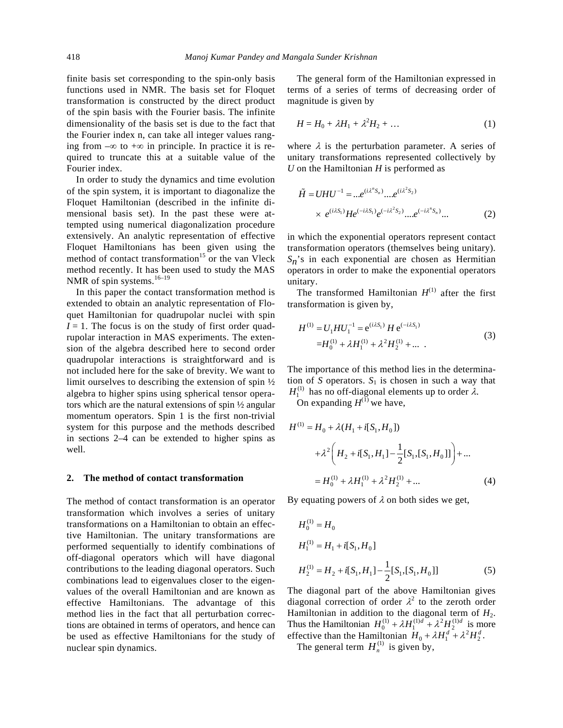finite basis set corresponding to the spin-only basis functions used in NMR. The basis set for Floquet transformation is constructed by the direct product of the spin basis with the Fourier basis. The infinite dimensionality of the basis set is due to the fact that the Fourier index n, can take all integer values ranging from $-\infty$ to $+\infty$ in principle. In practice it is required to truncate this at a suitable value of the Fourier index.

In order to study the dynamics and time evolution of the spin system, it is important to diagonalize the Floquet Hamiltonian (described in the infinite dimensional basis set). In the past these were attempted using numerical diagonalization procedure extensively. An analytic representation of effective Floquet Hamiltonians has been given using the method of contact transformation[15] or the van Vleck method recently. It has been used to study the MAS NMR of spin systems.[16–19]

In this paper the contact transformation method is extended to obtain an analytic representation of Floquet Hamiltonian for quadrupolar nuclei with spin $I = 1$. The focus is on the study of first order quadrupolar interaction in MAS experiments. The extension of the algebra described here to second order quadrupolar interactions is straightforward and is not included here for the sake of brevity. We want to limit ourselves to describing the extension of spin ½ algebra to higher spins using spherical tensor operators which are the natural extensions of spin ½ angular momentum operators. Spin 1 is the first non-trivial system for this purpose and the methods described in sections 2–4 can be extended to higher spins as well.

## 2. The method of contact transformation

The method of contact transformation is an operator transformation which involves a series of unitary transformations on a Hamiltonian to obtain an effective Hamiltonian. The unitary transformations are performed sequentially to identify combinations of off-diagonal operators which will have diagonal contributions to the leading diagonal operators. Such combinations lead to eigenvalues closer to the eigenvalues of the overall Hamiltonian and are known as effective Hamiltonians. The advantage of this method lies in the fact that all perturbation corrections are obtained in terms of operators, and hence can be used as effective Hamiltonians for the study of nuclear spin dynamics.

The general form of the Hamiltonian expressed in terms of a series of terms of decreasing order of magnitude is given by

$$H = H_0 + \lambda H_1 + \lambda^2 H_2 + \dots \tag{1}$$

where $\lambda$ is the perturbation parameter. A series of unitary transformations represented collectively by $U$ on the Hamiltonian $H$ is performed as

$$\tilde{H} = UHU^{-1} = \dots e^{(i\lambda^n S_n)} \dots . e^{(i\lambda^2 S_2)} \times e^{(i\lambda S_1)} H e^{(-i\lambda S_1)} e^{(-i\lambda^2 S_2)} \dots . e^{(-i\lambda^n S_n)} \dots \tag{2}$$

in which the exponential operators represent contact transformation operators (themselves being unitary). $S_n$'s in each exponential are chosen as Hermitian operators in order to make the exponential operators unitary.

The transformed Hamiltonian $H^{(1)}$ after the first transformation is given by,

$$\begin{aligned} H^{(1)} &= U_1 H U_1^{-1} = e^{(i\lambda S_1)} H e^{(-i\lambda S_1)} \\ &= H_0^{(1)} + \lambda H_1^{(1)} + \lambda^2 H_2^{(1)} + \dots \ . \end{aligned} \tag{3}$$

The importance of this method lies in the determination of $S$ operators. $S_1$ is chosen in such a way that $H_1^{(1)}$ has no off-diagonal elements up to order $\lambda$.

On expanding $H^{(1)}$ we have,

$$\begin{aligned} H^{(1)} &= H_0 + \lambda (H_1 + i[S_1, H_0]) \\ &\quad + \lambda^2 \left( H_2 + i[S_1, H_1] - \frac{1}{2}[S_1, [S_1, H_0]] \right) + \dots \\ &= H_0^{(1)} + \lambda H_1^{(1)} + \lambda^2 H_2^{(1)} + \dots \end{aligned} \tag{4}$$

By equating powers of $\lambda$ on both sides we get,

$$\begin{aligned} H_0^{(1)} &= H_0 \\ H_1^{(1)} &= H_1 + i[S_1, H_0] \\ H_2^{(1)} &= H_2 + i[S_1, H_1] - \frac{1}{2}[S_1, [S_1, H_0]] \end{aligned} \tag{5}$$

The diagonal part of the above Hamiltonian gives diagonal correction of order $\lambda^2$ to the zeroth order Hamiltonian in addition to the diagonal term of $H_2$. Thus the Hamiltonian $H_0^{(1)} + \lambda H_1^{(1)d} + \lambda^2 H_2^{(1)d}$ is more effective than the Hamiltonian $H_0 + \lambda H_1^d + \lambda^2 H_2^d$.

The general term $H_n^{(1)}$ is given by,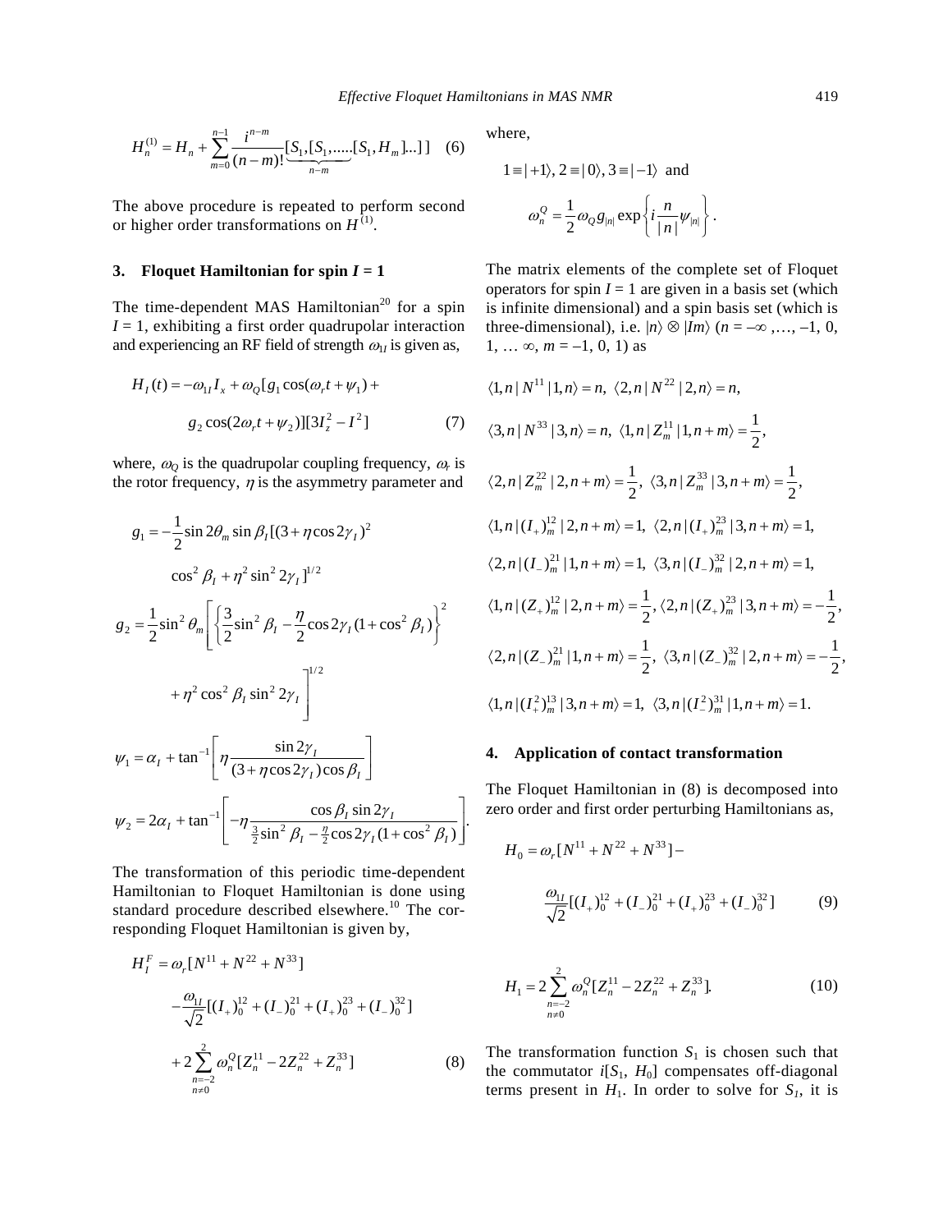$$H_n^{(1)} = H_n + \sum_{m=0}^{n-1} \frac{i^{n-m}}{(n-m)!} \underbrace{[S_1,[S_1,.....[S_1}_{n-m}, H_m]...]] \quad (6)$$

The above procedure is repeated to perform second or higher order transformations on $H^{(1)}$.

## 3. Floquet Hamiltonian for spin $I = 1$

The time-dependent MAS Hamiltonian[20] for a spin $I = 1$, exhibiting a first order quadrupolar interaction and experiencing an RF field of strength $\omega_{1I}$ is given as,

$$H_I(t) = -\omega_{1I} I_x + \omega_Q [g_1 \cos(\omega_r t + \psi_1) + g_2 \cos(2\omega_r t + \psi_2)][3I_z^2 - I^2] \quad (7)$$

where, $\omega_Q$ is the quadrupolar coupling frequency, $\omega_r$ is the rotor frequency, $\eta$ is the asymmetry parameter and

$$g_1 = -\frac{1}{2}\sin 2\theta_m \sin \beta_I [(3+\eta \cos 2\gamma_I)^2 \cos^2 \beta_I + \eta^2 \sin^2 2\gamma_I]^{1/2}$$

$$g_2 = \frac{1}{2}\sin^2 \theta_m \left[ \left\{ \frac{3}{2}\sin^2 \beta_I - \frac{\eta}{2}\cos 2\gamma_I (1+\cos^2 \beta_I) \right\}^2 + \eta^2 \cos^2 \beta_I \sin^2 2\gamma_I \right]^{1/2}$$

$$\psi_1 = \alpha_I + \tan^{-1}\left[ \eta \frac{\sin 2\gamma_I}{(3+\eta\cos 2\gamma_I)\cos \beta_I} \right]$$

$$\psi_2 = 2\alpha_I + \tan^{-1}\left[ -\eta \frac{\cos \beta_I \sin 2\gamma_I}{\frac{3}{2}\sin^2 \beta_I - \frac{\eta}{2}\cos 2\gamma_I (1+\cos^2 \beta_I)} \right].$$

The transformation of this periodic time-dependent Hamiltonian to Floquet Hamiltonian is done using standard procedure described elsewhere.[10] The corresponding Floquet Hamiltonian is given by,

$$H_I^F = \omega_r [N^{11} + N^{22} + N^{33}] - \frac{\omega_{1I}}{\sqrt{2}} [(I_+)_0^{12} + (I_-)_0^{21} + (I_+)_0^{23} + (I_-)_0^{32}] + 2\sum_{\substack{n=-2 \\ n \neq 0}}^{2} \omega_n^Q [Z_n^{11} - 2Z_n^{22} + Z_n^{33}] \quad (8)$$

where,

$1 \equiv |+1\rangle, 2 \equiv |0\rangle, 3 \equiv |-1\rangle$ and

$$\omega_n^Q = \frac{1}{2}\omega_Q g_{|n|} \exp\left\{ i \frac{n}{|n|} \psi_{|n|} \right\}.$$

The matrix elements of the complete set of Floquet operators for spin $I = 1$ are given in a basis set (which is infinite dimensional) and a spin basis set (which is three-dimensional), i.e. $|n\rangle \otimes |Im\rangle$ ($n = -\infty, \ldots, -1, 0, 1, \ldots \infty$, $m = -1, 0, 1$) as

$$\langle 1,n | N^{11} | 1,n \rangle = n,\ \langle 2,n | N^{22} | 2,n \rangle = n,$$

$$\langle 3,n | N^{33} | 3,n \rangle = n,\ \langle 1,n | Z_m^{11} | 1,n+m \rangle = \frac{1}{2},$$

$$\langle 2,n | Z_m^{22} | 2,n+m \rangle = \frac{1}{2},\ \langle 3,n | Z_m^{33} | 3,n+m \rangle = \frac{1}{2},$$

$$\langle 1,n | (I_+)_m^{12} | 2,n+m \rangle = 1,\ \langle 2,n | (I_+)_m^{23} | 3,n+m \rangle = 1,$$

$$\langle 2,n | (I_-)_m^{21} | 1,n+m \rangle = 1,\ \langle 3,n | (I_-)_m^{32} | 2,n+m \rangle = 1,$$

$$\langle 1,n | (Z_+)_m^{12} | 2,n+m \rangle = \frac{1}{2},\ \langle 2,n | (Z_+)_m^{23} | 3,n+m \rangle = -\frac{1}{2},$$

$$\langle 2,n | (Z_-)_m^{21} | 1,n+m \rangle = \frac{1}{2},\ \langle 3,n | (Z_-)_m^{32} | 2,n+m \rangle = -\frac{1}{2},$$

$$\langle 1,n | (I_+^2)_m^{13} | 3,n+m \rangle = 1,\ \langle 3,n | (I_-^2)_m^{31} | 1,n+m \rangle = 1.$$

## 4. Application of contact transformation

The Floquet Hamiltonian in (8) is decomposed into zero order and first order perturbing Hamiltonians as,

$$H_0 = \omega_r [N^{11} + N^{22} + N^{33}] - \frac{\omega_{1I}}{\sqrt{2}} [(I_+)_0^{12} + (I_-)_0^{21} + (I_+)_0^{23} + (I_-)_0^{32}] \quad (9)$$

$$H_1 = 2\sum_{\substack{n=-2 \\ n \neq 0}}^{2} \omega_n^Q [Z_n^{11} - 2Z_n^{22} + Z_n^{33}]. \quad (10)$$

The transformation function $S_1$ is chosen such that the commutator $i[S_1, H_0]$ compensates off-diagonal terms present in $H_1$. In order to solve for $S_1$, it is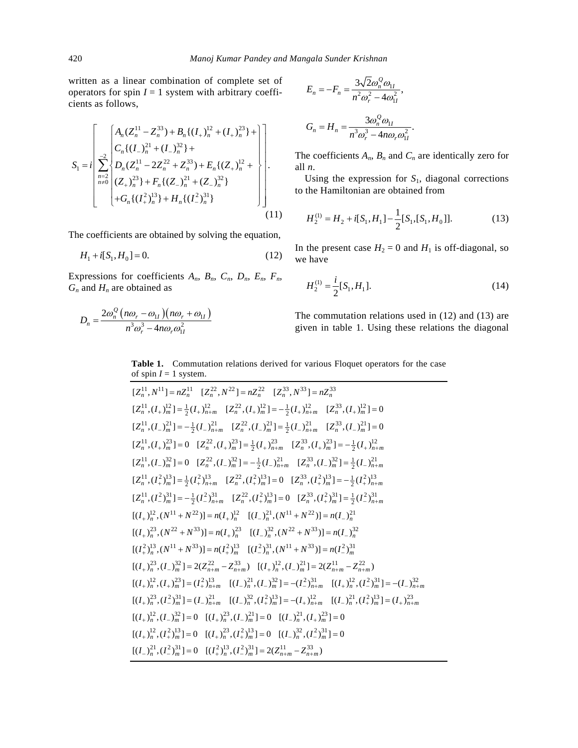written as a linear combination of complete set of operators for spin $I = 1$ system with arbitrary coefficients as follows,

$$
S_1 = i\left[\sum_{\substack{n=2\\n\neq 0}}^{-2}\left\{\begin{matrix} A_n(Z_n^{11}-Z_n^{33}) + B_n\{(I_+)_n^{12}+(I_+)_n^{23}\} + \\ C_n\{(I_-)_n^{21}+(I_-)_n^{32}\} + \\ D_n(Z_n^{11}-2Z_n^{22}+Z_n^{33}) + E_n\{(Z_+)_n^{12} + \\ (Z_+)_n^{23}\} + F_n\{(Z_-)_n^{21}+(Z_-)_n^{32}\} \\ +G_n\{(I_+^2)_n^{13}\} + H_n\{(I_-^2)_n^{31}\} \end{matrix}\right\}\right]. \tag{11}
$$

The coefficients are obtained by solving the equation,

$$
H_1 + i[S_1, H_0] = 0. \tag{12}
$$

Expressions for coefficients $A_n$, $B_n$, $C_n$, $D_n$, $E_n$, $F_n$, $G_n$ and $H_n$ are obtained as

$$
D_n = \frac{2\omega_n^Q(n\omega_r - \omega_{1I})(n\omega_r + \omega_{1I})}{n^3\omega_r^3 - 4n\omega_r\omega_{1I}^2}
$$

$$
E_n = -F_n = \frac{3\sqrt{2}\omega_n^Q\omega_{1I}}{n^2\omega_r^2 - 4\omega_{1I}^2},
$$

$$
G_n = H_n = \frac{3\omega_n^Q\omega_{1I}}{n^3\omega_r^3 - 4n\omega_r\omega_{1I}^2}.
$$

The coefficients $A_n$, $B_n$ and $C_n$ are identically zero for all $n$.

Using the expression for $S_1$, diagonal corrections to the Hamiltonian are obtained from

$$
H_2^{(1)} = H_2 + i[S_1, H_1] - \frac{1}{2}[S_1,[S_1,H_0]]. \tag{13}
$$

In the present case $H_2 = 0$ and $H_1$ is off-diagonal, so we have

$$
H_2^{(1)} = \frac{i}{2}[S_1, H_1]. \tag{14}
$$

The commutation relations used in (12) and (13) are given in table 1. Using these relations the diagonal

**Table 1.** Commutation relations derived for various Floquet operators for the case of spin $I = 1$ system.

| |
|---|
| $[Z_n^{11}, N^{11}] = nZ_n^{11} \quad [Z_n^{22}, N^{22}] = nZ_n^{22} \quad [Z_n^{33}, N^{33}] = nZ_n^{33}$ |
| $[Z_n^{11},(I_+)_m^{12}] = \frac{1}{2}(I_+)_{n+m}^{12} \quad [Z_n^{22},(I_+)_m^{12}] = -\frac{1}{2}(I_+)_{n+m}^{12} \quad [Z_n^{33},(I_+)_m^{12}] = 0$ |
| $[Z_n^{11},(I_-)_m^{21}] = -\frac{1}{2}(I_-)_{n+m}^{21} \quad [Z_n^{22},(I_-)_m^{21}] = \frac{1}{2}(I_-)_{n+m}^{21} \quad [Z_n^{33},(I_-)_m^{21}] = 0$ |
| $[Z_n^{11},(I_+)_m^{23}] = 0 \quad [Z_n^{22},(I_+)_m^{23}] = \frac{1}{2}(I_+)_{n+m}^{23} \quad [Z_n^{33},(I_+)_m^{23}] = -\frac{1}{2}(I_+)_{n+m}^{12}$ |
| $[Z_n^{11},(I_-)_m^{32}] = 0 \quad [Z_n^{22},(I_-)_m^{32}] = -\frac{1}{2}(I_-)_{n+m}^{21} \quad [Z_n^{33},(I_-)_m^{32}] = \frac{1}{2}(I_-)_{n+m}^{21}$ |
| $[Z_n^{11},(I_+^2)_m^{13}] = \frac{1}{2}(I_+^2)_{n+m}^{13} \quad [Z_n^{22},(I_+^2)_m^{13}] = 0 \quad [Z_n^{33},(I_+^2)_m^{13}] = -\frac{1}{2}(I_+^2)_{n+m}^{13}$ |
| $[Z_n^{11},(I_-^2)_m^{31}] = -\frac{1}{2}(I_-^2)_{n+m}^{31} \quad [Z_n^{22},(I_+^2)_m^{13}] = 0 \quad [Z_n^{33},(I_+^2)_m^{31}] = \frac{1}{2}(I_-^2)_{n+m}^{31}$ |
| $[(I_+)_n^{12},(N^{11}+N^{22})] = n(I_+)_n^{12} \quad [(I_-)_n^{21},(N^{11}+N^{22})] = n(I_-)_n^{21}$ |
| $[(I_+)_n^{23},(N^{22}+N^{33})] = n(I_+)_n^{23} \quad [(I_-)_n^{32},(N^{22}+N^{33})] = n(I_-)_n^{32}$ |
| $[(I_+^2)_n^{13},(N^{11}+N^{33})] = n(I_+^2)_m^{13} \quad [(I_-^2)_n^{31},(N^{11}+N^{33})] = n(I_-^2)_m^{31}$ |
| $[(I_+)_n^{23},(I_-)_m^{32}] = 2(Z_{n+m}^{22}-Z_{n+m}^{33}) \quad [(I_+)_n^{12},(I_-)_m^{21}] = 2(Z_{n+m}^{11}-Z_{n+m}^{22})$ |
| $[(I_+)_n^{12},(I_+)_m^{23}] = (I_+^2)_{n+m}^{13} \quad [(I_-)_n^{21},(I_-)_m^{32}] = -(I_-^2)_{n+m}^{31} \quad [(I_+)_n^{12},(I_-^2)_m^{31}] = -(I_-)_{n+m}^{32}$ |
| $[(I_+)_n^{23},(I_-^2)_m^{31}] = (I_-)_{n+m}^{21} \quad [(I_-)_n^{32},(I_+^2)_m^{13}] = -(I_+)_{n+m}^{12} \quad [(I_-)_n^{21},(I_+^2)_m^{13}] = (I_+)_{n+m}^{23}$ |
| $[(I_+)_n^{12},(I_-)_m^{32}] = 0 \quad [(I_+)_n^{23},(I_-)_m^{21}] = 0 \quad [(I_-)_n^{21},(I_+)_m^{23}] = 0$ |
| $[(I_+)_n^{12},(I_+^2)_m^{13}] = 0 \quad [(I_+)_n^{23},(I_+^2)_m^{13}] = 0 \quad [(I_-)_n^{32},(I_-^2)_m^{31}] = 0$ |
| $[(I_-)_n^{21},(I_-^2)_m^{31}] = 0 \quad [(I_+^2)_n^{13},(I_-^2)_m^{31}] = 2(Z_{n+m}^{11}-Z_{n+m}^{33})$ |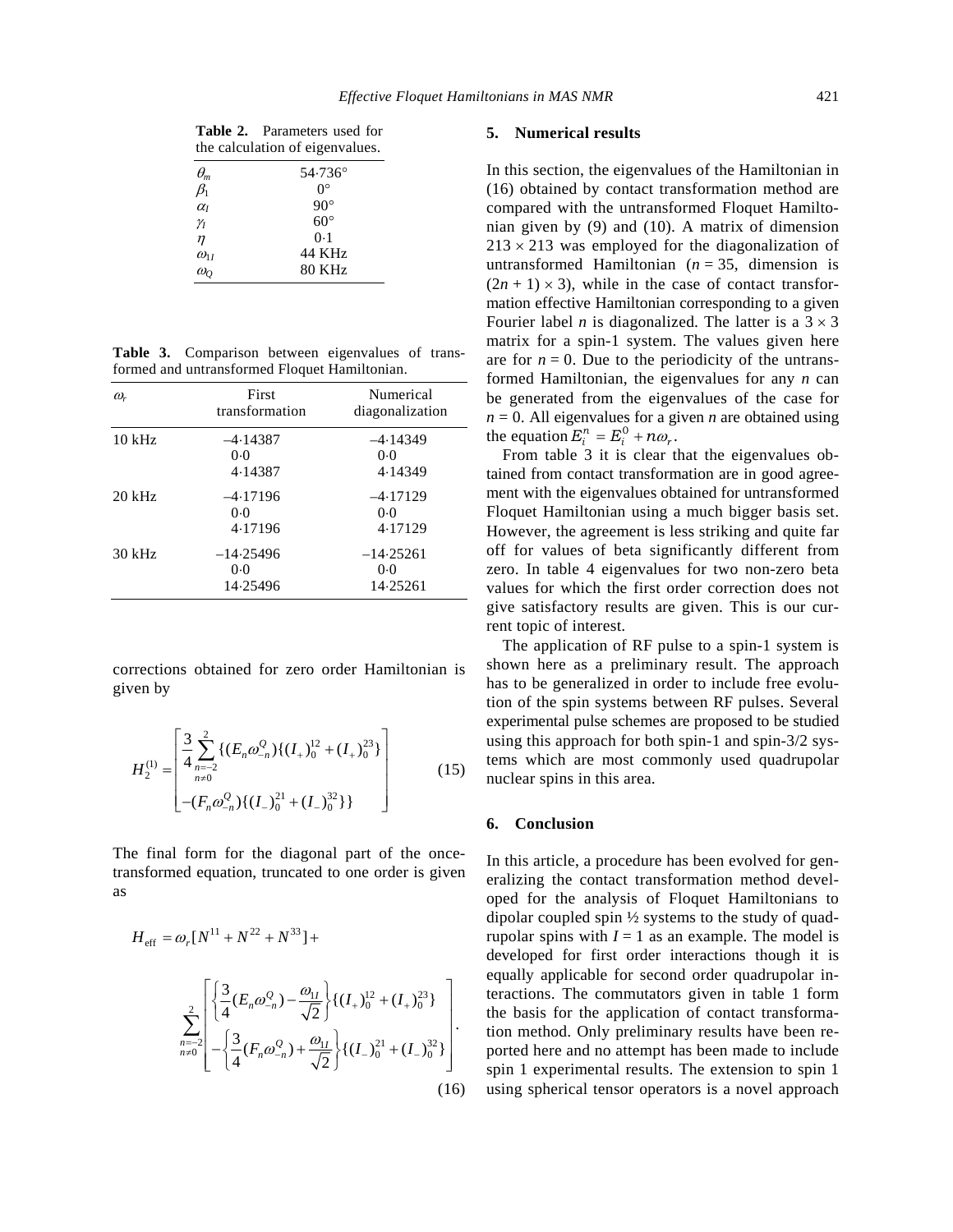**Table 2.** Parameters used for the calculation of eigenvalues.

| | |
|---|---|
| $\theta_m$ | 54·736° |
| $\beta_1$ | 0° |
| $\alpha_I$ | 90° |
| $\gamma_I$ | 60° |
| $\eta$ | 0·1 |
| $\omega_{1I}$ | 44 KHz |
| $\omega_Q$ | 80 KHz |

**Table 3.** Comparison between eigenvalues of transformed and untransformed Floquet Hamiltonian.

| $\omega_r$ | First transformation | Numerical diagonalization |
|---|---|---|
| 10 kHz | –4·14387 | –4·14349 |
| | 0·0 | 0·0 |
| | 4·14387 | 4·14349 |
| 20 kHz | –4·17196 | –4·17129 |
| | 0·0 | 0·0 |
| | 4·17196 | 4·17129 |
| 30 kHz | –14·25496 | –14·25261 |
| | 0·0 | 0·0 |
| | 14·25496 | 14·25261 |

corrections obtained for zero order Hamiltonian is given by

$$H_2^{(1)} = \begin{bmatrix} \dfrac{3}{4}\sum\limits_{\substack{n=-2\\n\neq 0}}^{2} \{(E_n\omega_{-n}^Q)\{(I_+)_0^{12} + (I_+)_0^{23}\} \\ -(F_n\omega_{-n}^Q)\{(I_-)_0^{21} + (I_-)_0^{32}\}\} \end{bmatrix} \tag{15}$$

The final form for the diagonal part of the once-transformed equation, truncated to one order is given as

$$H_{\text{eff}} = \omega_r[N^{11} + N^{22} + N^{33}] + \sum_{\substack{n=-2\\n\neq 0}}^{2} \begin{bmatrix} \left\{\dfrac{3}{4}(E_n\omega_{-n}^Q) - \dfrac{\omega_{1I}}{\sqrt{2}}\right\}\{(I_+)_0^{12} + (I_+)_0^{23}\} \\ -\left\{\dfrac{3}{4}(F_n\omega_{-n}^Q) + \dfrac{\omega_{1I}}{\sqrt{2}}\right\}\{(I_-)_0^{21} + (I_-)_0^{32}\} \end{bmatrix}. \tag{16}$$

## 5. Numerical results

In this section, the eigenvalues of the Hamiltonian in (16) obtained by contact transformation method are compared with the untransformed Floquet Hamiltonian given by (9) and (10). A matrix of dimension $213 \times 213$ was employed for the diagonalization of untransformed Hamiltonian ($n = 35$, dimension is $(2n + 1) \times 3$), while in the case of contact transformation effective Hamiltonian corresponding to a given Fourier label $n$ is diagonalized. The latter is a $3 \times 3$ matrix for a spin-1 system. The values given here are for $n = 0$. Due to the periodicity of the untransformed Hamiltonian, the eigenvalues for any $n$ can be generated from the eigenvalues of the case for $n = 0$. All eigenvalues for a given $n$ are obtained using the equation $E_i^n = E_i^0 + n\omega_r$.

From table 3 it is clear that the eigenvalues obtained from contact transformation are in good agreement with the eigenvalues obtained for untransformed Floquet Hamiltonian using a much bigger basis set. However, the agreement is less striking and quite far off for values of beta significantly different from zero. In table 4 eigenvalues for two non-zero beta values for which the first order correction does not give satisfactory results are given. This is our current topic of interest.

The application of RF pulse to a spin-1 system is shown here as a preliminary result. The approach has to be generalized in order to include free evolution of the spin systems between RF pulses. Several experimental pulse schemes are proposed to be studied using this approach for both spin-1 and spin-3/2 systems which are most commonly used quadrupolar nuclear spins in this area.

## 6. Conclusion

In this article, a procedure has been evolved for generalizing the contact transformation method developed for the analysis of Floquet Hamiltonians to dipolar coupled spin ½ systems to the study of quadrupolar spins with $I = 1$ as an example. The model is developed for first order interactions though it is equally applicable for second order quadrupolar interactions. The commutators given in table 1 form the basis for the application of contact transformation method. Only preliminary results have been reported here and no attempt has been made to include spin 1 experimental results. The extension to spin 1 using spherical tensor operators is a novel approach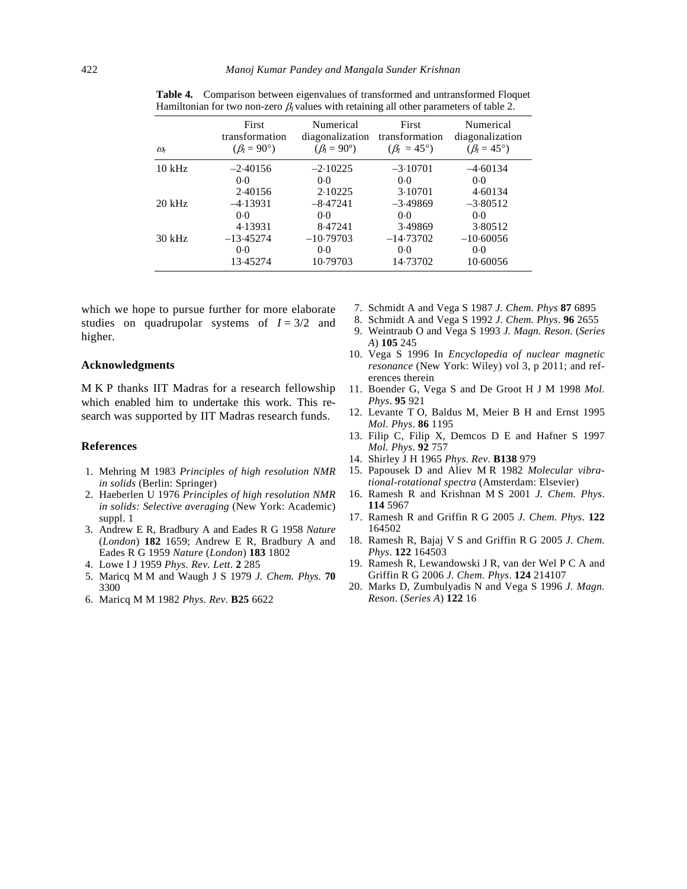**Table 4.** Comparison between eigenvalues of transformed and untransformed Floquet Hamiltonian for two non-zero $\beta_I$ values with retaining all other parameters of table 2.

| $\omega_r$ | First transformation ($\beta_I = 90°$) | Numerical diagonalization ($\beta_I = 90°$) | First transformation ($\beta_I = 45°$) | Numerical diagonalization ($\beta_I = 45°$) |
|---|---|---|---|---|
| 10 kHz | –2·40156 | –2·10225 | –3·10701 | –4·60134 |
| | 0·0 | 0·0 | 0·0 | 0·0 |
| | 2·40156 | 2·10225 | 3·10701 | 4·60134 |
| 20 kHz | –4·13931 | –8·47241 | –3·49869 | –3·80512 |
| | 0·0 | 0·0 | 0·0 | 0·0 |
| | 4·13931 | 8·47241 | 3·49869 | 3·80512 |
| 30 kHz | –13·45274 | –10·79703 | –14·73702 | –10·60056 |
| | 0·0 | 0·0 | 0·0 | 0·0 |
| | 13·45274 | 10·79703 | 14·73702 | 10·60056 |

which we hope to pursue further for more elaborate studies on quadrupolar systems of $I = 3/2$ and higher.

## Acknowledgments

M K P thanks IIT Madras for a research fellowship which enabled him to undertake this work. This research was supported by IIT Madras research funds.

## References

1. Mehring M 1983 *Principles of high resolution NMR in solids* (Berlin: Springer)
2. Haeberlen U 1976 *Principles of high resolution NMR in solids: Selective averaging* (New York: Academic) suppl. 1
3. Andrew E R, Bradbury A and Eades R G 1958 *Nature* (*London*) **182** 1659; Andrew E R, Bradbury A and Eades R G 1959 *Nature* (*London*) **183** 1802
4. Lowe I J 1959 *Phys. Rev. Lett*. **2** 285
5. Maricq M M and Waugh J S 1979 *J. Chem. Phys.* **70** 3300
6. Maricq M M 1982 *Phys. Rev*. **B25** 6622
7. Schmidt A and Vega S 1987 *J. Chem. Phys* **87** 6895
8. Schmidt A and Vega S 1992 *J. Chem. Phys*. **96** 2655
9. Weintraub O and Vega S 1993 *J. Magn. Reson.* (*Series A*) **105** 245
10. Vega S 1996 In *Encyclopedia of nuclear magnetic resonance* (New York: Wiley) vol 3, p 2011; and references therein
11. Boender G, Vega S and De Groot H J M 1998 *Mol. Phys*. **95** 921
12. Levante T O, Baldus M, Meier B H and Ernst 1995 *Mol. Phys*. **86** 1195
13. Filip C, Filip X, Demcos D E and Hafner S 1997 *Mol. Phys*. **92** 757
14. Shirley J H 1965 *Phys. Rev*. **B138** 979
15. Papousek D and Aliev M R 1982 *Molecular vibrational-rotational spectra* (Amsterdam: Elsevier)
16. Ramesh R and Krishnan M S 2001 *J. Chem. Phys*. **114** 5967
17. Ramesh R and Griffin R G 2005 *J. Chem. Phys*. **122** 164502
18. Ramesh R, Bajaj V S and Griffin R G 2005 *J. Chem. Phys*. **122** 164503
19. Ramesh R, Lewandowski J R, van der Wel P C A and Griffin R G 2006 *J. Chem. Phys*. **124** 214107
20. Marks D, Zumbulyadis N and Vega S 1996 *J. Magn. Reson*. (*Series A*) **122** 16